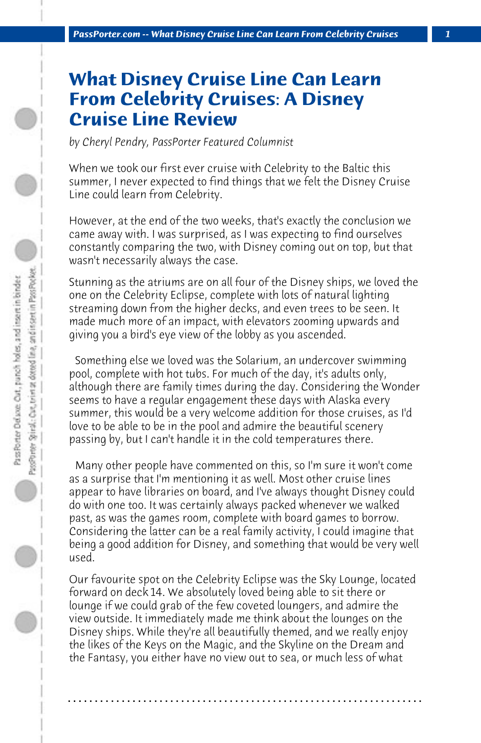# What Disney Cruise Line Can Learn From Celebrity Cruises: A Disney Cruise Line Review

*by Cheryl Pendry, PassPorter Featured Columnist*

When we took our first ever cruise with Celebrity to the Baltic this summer, I never expected to find things that we felt the Disney Cruise Line could learn from Celebrity.

However, at the end of the two weeks, that's exactly the conclusion we came away with. I was surprised, as I was expecting to find ourselves constantly comparing the two, with Disney coming out on top, but that wasn't necessarily always the case.

Stunning as the atriums are on all four of the Disney ships, we loved the one on the Celebrity Eclipse, complete with lots of natural lighting streaming down from the higher decks, and even trees to be seen. It made much more of an impact, with elevators zooming upwards and giving you a bird's eye view of the lobby as you ascended.

Something else we loved was the Solarium, an undercover swimming pool, complete with hot tubs. For much of the day, it's adults only, although there are family times during the day. Considering the Wonder seems to have a regular engagement these days with Alaska every summer, this would be a very welcome addition for those cruises, as I'd love to be able to be in the pool and admire the beautiful scenery passing by, but I can't handle it in the cold temperatures there.

Many other people have commented on this, so I'm sure it won't come as a surprise that I'm mentioning it as well. Most other cruise lines appear to have libraries on board, and I've always thought Disney could do with one too. It was certainly always packed whenever we walked past, as was the games room, complete with board games to borrow. Considering the latter can be a real family activity, I could imagine that being a good addition for Disney, and something that would be very well used.

Our favourite spot on the Celebrity Eclipse was the Sky Lounge, located forward on deck 14. We absolutely loved being able to sit there or lounge if we could grab of the few coveted loungers, and admire the view outside. It immediately made me think about the lounges on the Disney ships. While they're all beautifully themed, and we really enjoy the likes of the Keys on the Magic, and the Skyline on the Dream and the Fantasy, you either have no view out to sea, or much less of what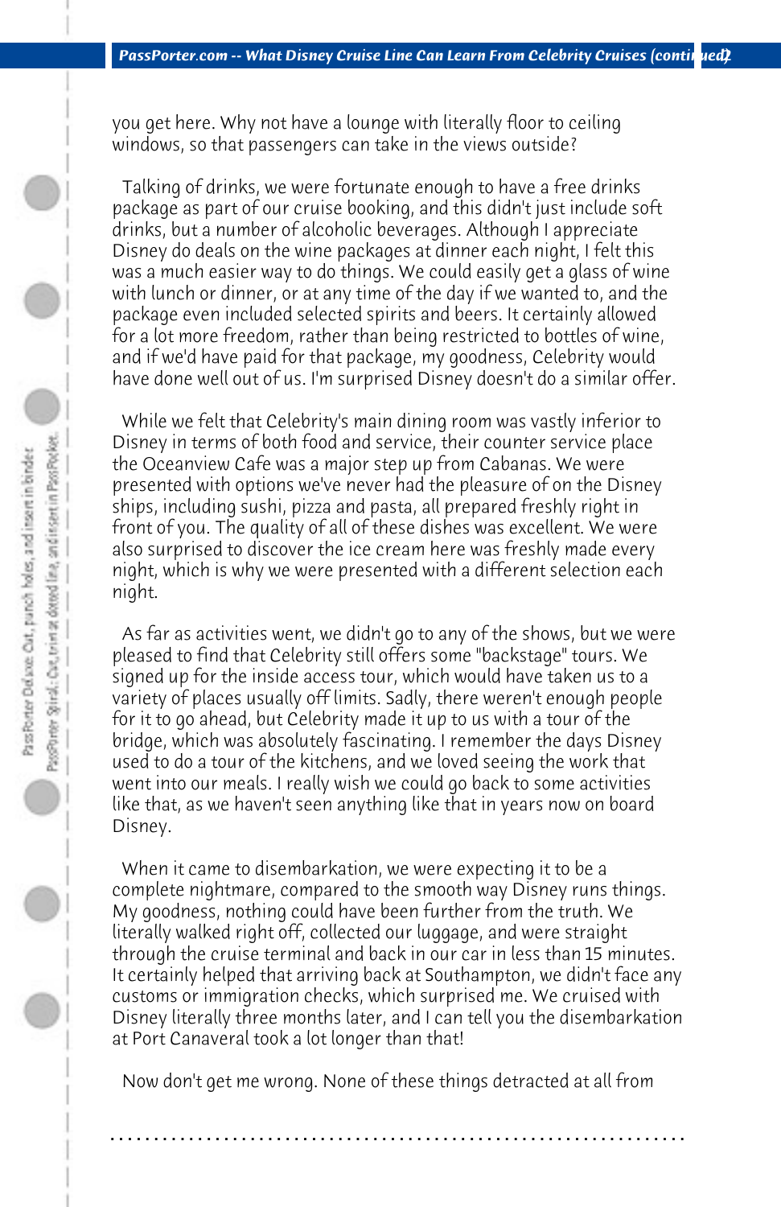you get here. Why not have a lounge with literally floor to ceiling windows, so that passengers can take in the views outside?

Talking of drinks, we were fortunate enough to have a free drinks package as part of our cruise booking, and this didn't just include soft drinks, but a number of alcoholic beverages. Although I appreciate Disney do deals on the wine packages at dinner each night, I felt this was a much easier way to do things. We could easily get a glass of wine with lunch or dinner, or at any time of the day if we wanted to, and the package even included selected spirits and beers. It certainly allowed for a lot more freedom, rather than being restricted to bottles of wine, and if we'd have paid for that package, my goodness, Celebrity would have done well out of us. I'm surprised Disney doesn't do a similar offer.

While we felt that Celebrity's main dining room was vastly inferior to Disney in terms of both food and service, their counter service place the Oceanview Cafe was a major step up from Cabanas. We were presented with options we've never had the pleasure of on the Disney ships, including sushi, pizza and pasta, all prepared freshly right in front of you. The quality of all of these dishes was excellent. We were also surprised to discover the ice cream here was freshly made every night, which is why we were presented with a different selection each night.

As far as activities went, we didn't go to any of the shows, but we were pleased to find that Celebrity still offers some "backstage" tours. We signed up for the inside access tour, which would have taken us to a variety of places usually off limits. Sadly, there weren't enough people for it to go ahead, but Celebrity made it up to us with a tour of the bridge, which was absolutely fascinating. I remember the days Disney used to do a tour of the kitchens, and we loved seeing the work that went into our meals. I really wish we could go back to some activities like that, as we haven't seen anything like that in years now on board Disney.

When it came to disembarkation, we were expecting it to be a complete nightmare, compared to the smooth way Disney runs things. My goodness, nothing could have been further from the truth. We literally walked right off, collected our luggage, and were straight through the cruise terminal and back in our car in less than 15 minutes. It certainly helped that arriving back at Southampton, we didn't face any customs or immigration checks, which surprised me. We cruised with Disney literally three months later, and I can tell you the disembarkation at Port Canaveral took a lot longer than that!

Now don't get me wrong. None of these things detracted at all from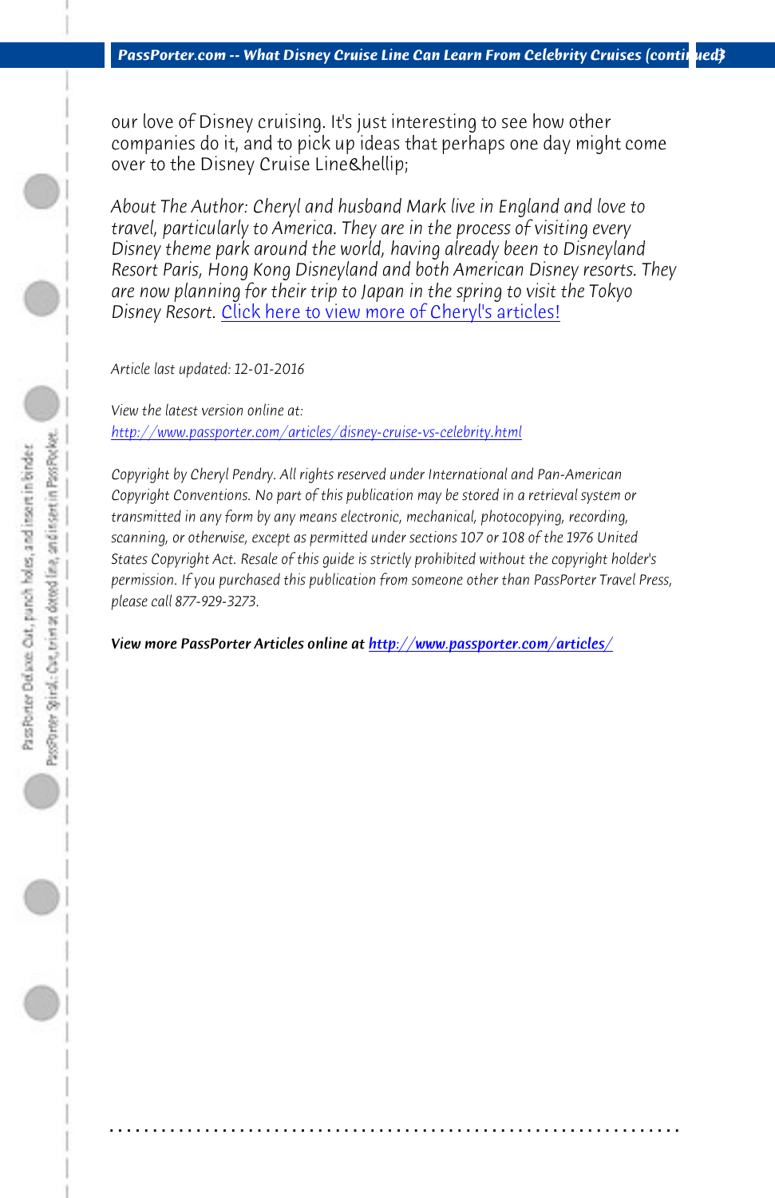our love of Disney cruising. It's just interesting to see how other companies do it, and to pick up ideas that perhaps one day might come over to the Disney Cruise Line&hellip;

*About The Author: Cheryl and husband Mark live in England and love to travel, particularly to America. They are in the process of visiting every Disney theme park around the world, having already been to Disneyland Resort Paris, Hong Kong Disneyland and both American Disney resorts. They are now planning for their trip to Japan in the spring to visit the Tokyo Disney Resort.* [Click here to view more of Cheryl's articles!]

*Article last updated: 12-01-2016*

*View the latest version online at:*
*http://www.passporter.com/articles/disney-cruise-vs-celebrity.html*

*Copyright by Cheryl Pendry. All rights reserved under International and Pan-American Copyright Conventions. No part of this publication may be stored in a retrieval system or transmitted in any form by any means electronic, mechanical, photocopying, recording, scanning, or otherwise, except as permitted under sections 107 or 108 of the 1976 United States Copyright Act. Resale of this guide is strictly prohibited without the copyright holder's permission. If you purchased this publication from someone other than PassPorter Travel Press, please call 877-929-3273.*

***View more PassPorter Articles online at http://www.passporter.com/articles/***